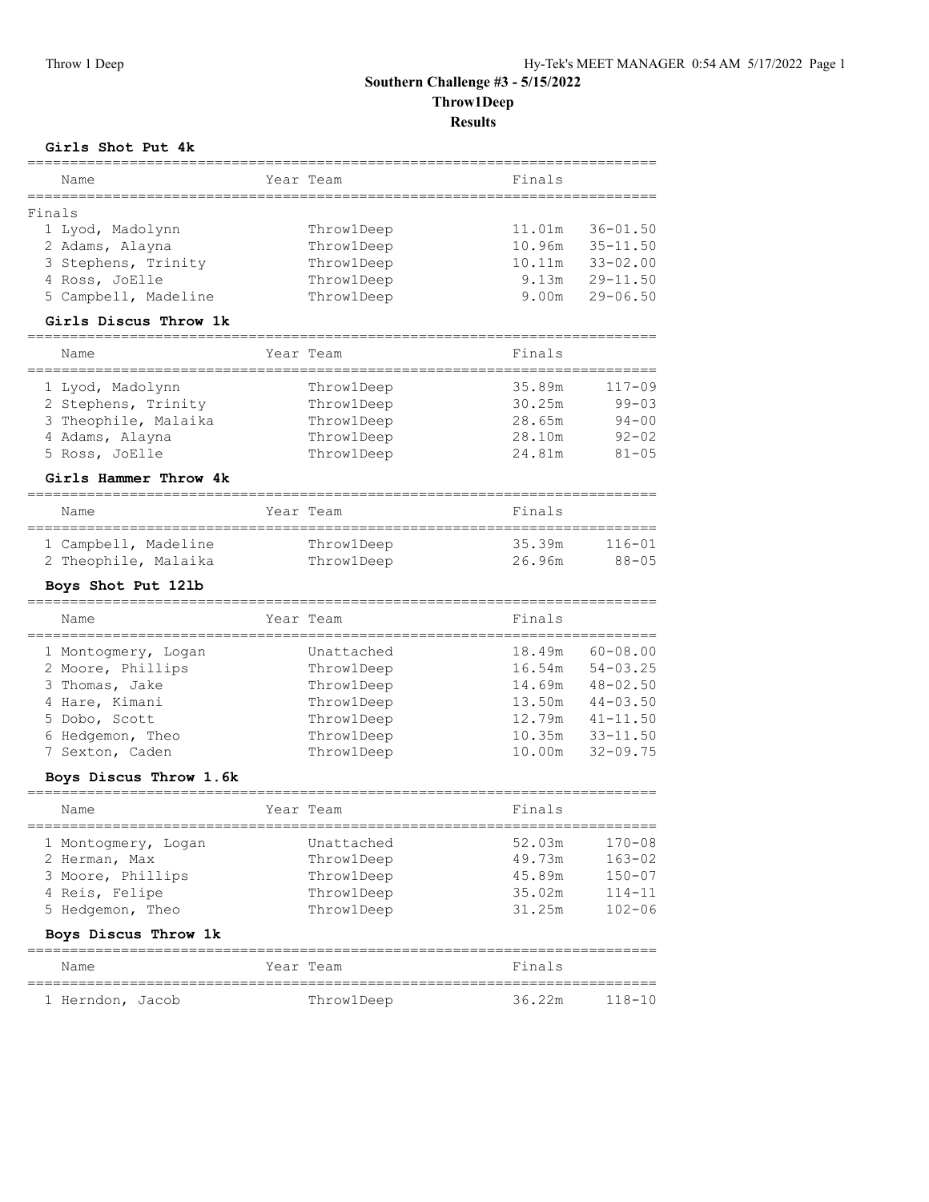# Southern Challenge #3 - 5/15/2022

## Throw1Deep

## Results

### Girls Shot Put 4k

| Name | Year | Team | Finals | |
|---|---|---|---|---|
| **Finals** | | | | |
| 1 Lyod, Madolynn | | Throw1Deep | 11.01m | 36-01.50 |
| 2 Adams, Alayna | | Throw1Deep | 10.96m | 35-11.50 |
| 3 Stephens, Trinity | | Throw1Deep | 10.11m | 33-02.00 |
| 4 Ross, JoElle | | Throw1Deep | 9.13m | 29-11.50 |
| 5 Campbell, Madeline | | Throw1Deep | 9.00m | 29-06.50 |

### Girls Discus Throw 1k

| Name | Year | Team | Finals | |
|---|---|---|---|---|
| 1 Lyod, Madolynn | | Throw1Deep | 35.89m | 117-09 |
| 2 Stephens, Trinity | | Throw1Deep | 30.25m | 99-03 |
| 3 Theophile, Malaika | | Throw1Deep | 28.65m | 94-00 |
| 4 Adams, Alayna | | Throw1Deep | 28.10m | 92-02 |
| 5 Ross, JoElle | | Throw1Deep | 24.81m | 81-05 |

### Girls Hammer Throw 4k

| Name | Year | Team | Finals | |
|---|---|---|---|---|
| 1 Campbell, Madeline | | Throw1Deep | 35.39m | 116-01 |
| 2 Theophile, Malaika | | Throw1Deep | 26.96m | 88-05 |

### Boys Shot Put 12lb

| Name | Year | Team | Finals | |
|---|---|---|---|---|
| 1 Montogmery, Logan | | Unattached | 18.49m | 60-08.00 |
| 2 Moore, Phillips | | Throw1Deep | 16.54m | 54-03.25 |
| 3 Thomas, Jake | | Throw1Deep | 14.69m | 48-02.50 |
| 4 Hare, Kimani | | Throw1Deep | 13.50m | 44-03.50 |
| 5 Dobo, Scott | | Throw1Deep | 12.79m | 41-11.50 |
| 6 Hedgemon, Theo | | Throw1Deep | 10.35m | 33-11.50 |
| 7 Sexton, Caden | | Throw1Deep | 10.00m | 32-09.75 |

### Boys Discus Throw 1.6k

| Name | Year | Team | Finals | |
|---|---|---|---|---|
| 1 Montogmery, Logan | | Unattached | 52.03m | 170-08 |
| 2 Herman, Max | | Throw1Deep | 49.73m | 163-02 |
| 3 Moore, Phillips | | Throw1Deep | 45.89m | 150-07 |
| 4 Reis, Felipe | | Throw1Deep | 35.02m | 114-11 |
| 5 Hedgemon, Theo | | Throw1Deep | 31.25m | 102-06 |

### Boys Discus Throw 1k

| Name | Year | Team | Finals | |
|---|---|---|---|---|
| 1 Herndon, Jacob | | Throw1Deep | 36.22m | 118-10 |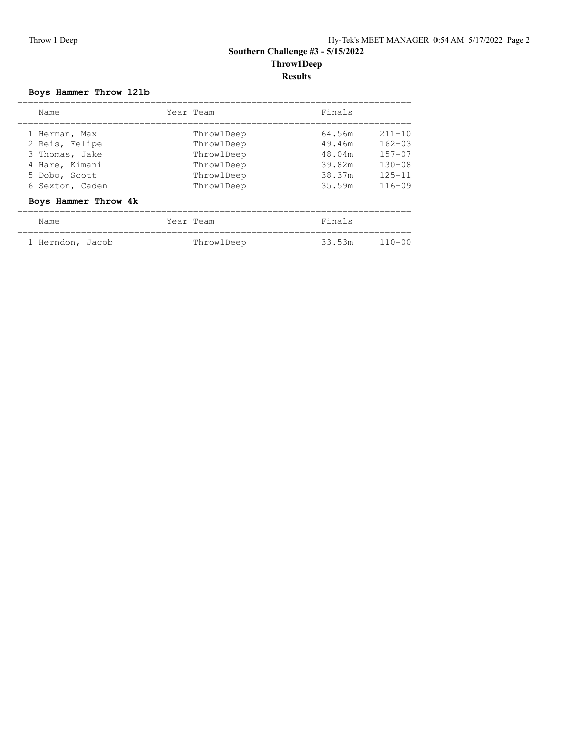## Southern Challenge #3 - 5/15/2022

### Throw1Deep

### Results

**Boys Hammer Throw 12lb**

| | Name | Year | Team | Finals | |
|---|---|---|---|---|---|
| 1 | Herman, Max | | Throw1Deep | 64.56m | 211-10 |
| 2 | Reis, Felipe | | Throw1Deep | 49.46m | 162-03 |
| 3 | Thomas, Jake | | Throw1Deep | 48.04m | 157-07 |
| 4 | Hare, Kimani | | Throw1Deep | 39.82m | 130-08 |
| 5 | Dobo, Scott | | Throw1Deep | 38.37m | 125-11 |
| 6 | Sexton, Caden | | Throw1Deep | 35.59m | 116-09 |

**Boys Hammer Throw 4k**

| | Name | Year | Team | Finals | |
|---|---|---|---|---|---|
| 1 | Herndon, Jacob | | Throw1Deep | 33.53m | 110-00 |